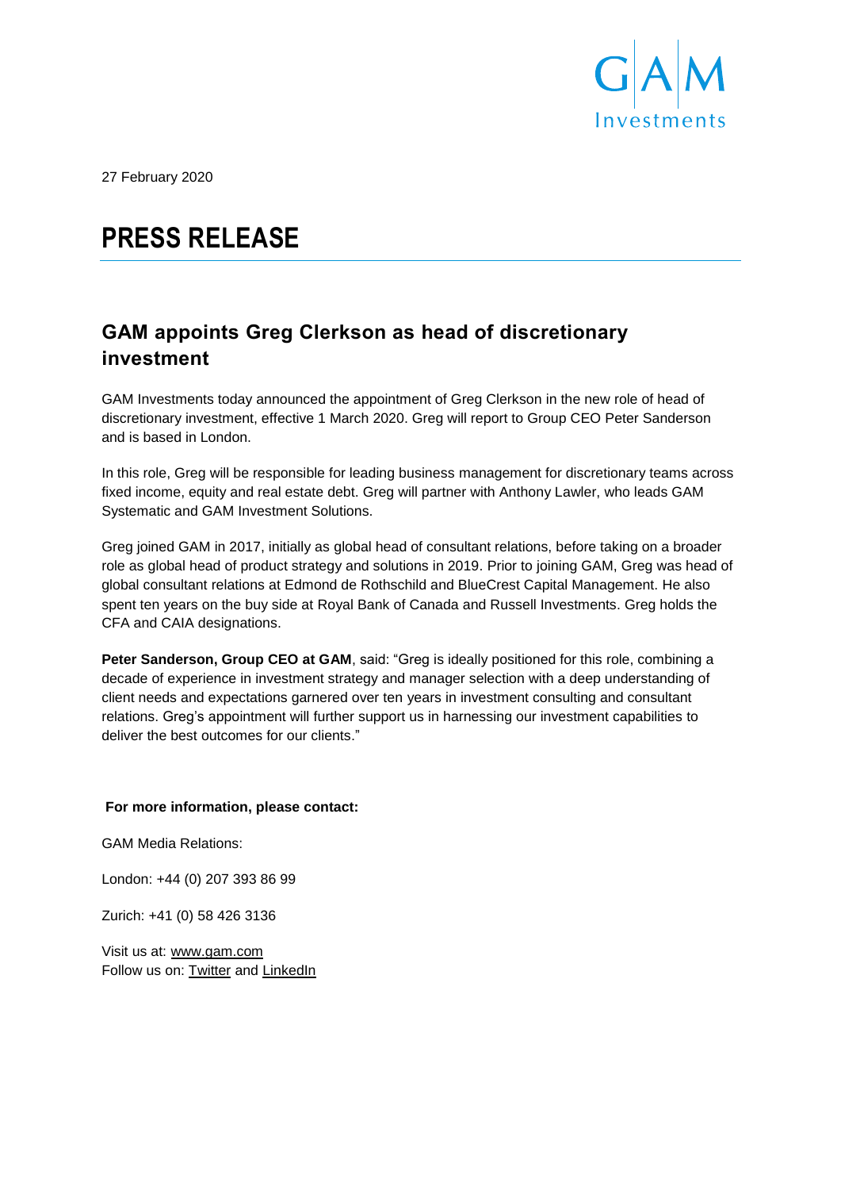27 February 2020

# PRESS RELEASE

## GAM appoints Greg Clerkson as head of discretionary investment

GAM Investments today announced the appointment of Greg Clerkson in the new role of head of discretionary investment, effective 1 March 2020. Greg will report to Group CEO Peter Sanderson and is based in London.

In this role, Greg will be responsible for leading business management for discretionary teams across fixed income, equity and real estate debt. Greg will partner with Anthony Lawler, who leads GAM Systematic and GAM Investment Solutions.

Greg joined GAM in 2017, initially as global head of consultant relations, before taking on a broader role as global head of product strategy and solutions in 2019. Prior to joining GAM, Greg was head of global consultant relations at Edmond de Rothschild and BlueCrest Capital Management. He also spent ten years on the buy side at Royal Bank of Canada and Russell Investments. Greg holds the CFA and CAIA designations.

**Peter Sanderson, Group CEO at GAM**, said: "Greg is ideally positioned for this role, combining a decade of experience in investment strategy and manager selection with a deep understanding of client needs and expectations garnered over ten years in investment consulting and consultant relations. Greg's appointment will further support us in harnessing our investment capabilities to deliver the best outcomes for our clients."

**For more information, please contact:**

GAM Media Relations:

London: +44 (0) 207 393 86 99

Zurich: +41 (0) 58 426 3136

Visit us at: www.gam.com
Follow us on: Twitter and LinkedIn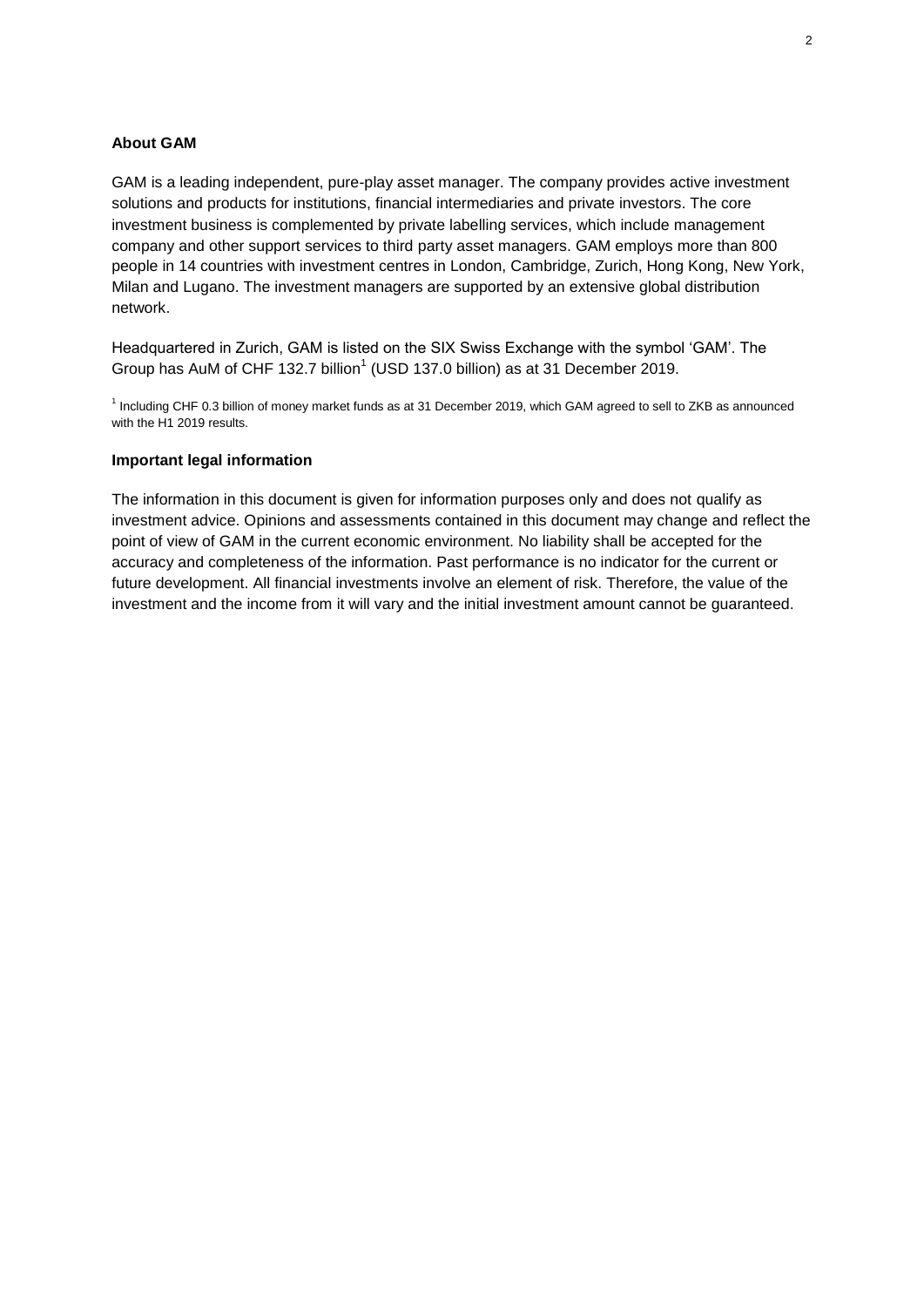**About GAM**

GAM is a leading independent, pure-play asset manager. The company provides active investment solutions and products for institutions, financial intermediaries and private investors. The core investment business is complemented by private labelling services, which include management company and other support services to third party asset managers. GAM employs more than 800 people in 14 countries with investment centres in London, Cambridge, Zurich, Hong Kong, New York, Milan and Lugano. The investment managers are supported by an extensive global distribution network.

Headquartered in Zurich, GAM is listed on the SIX Swiss Exchange with the symbol 'GAM'. The Group has AuM of CHF 132.7 billion[1] (USD 137.0 billion) as at 31 December 2019.

[1] Including CHF 0.3 billion of money market funds as at 31 December 2019, which GAM agreed to sell to ZKB as announced with the H1 2019 results.

**Important legal information**

The information in this document is given for information purposes only and does not qualify as investment advice. Opinions and assessments contained in this document may change and reflect the point of view of GAM in the current economic environment. No liability shall be accepted for the accuracy and completeness of the information. Past performance is no indicator for the current or future development. All financial investments involve an element of risk. Therefore, the value of the investment and the income from it will vary and the initial investment amount cannot be guaranteed.